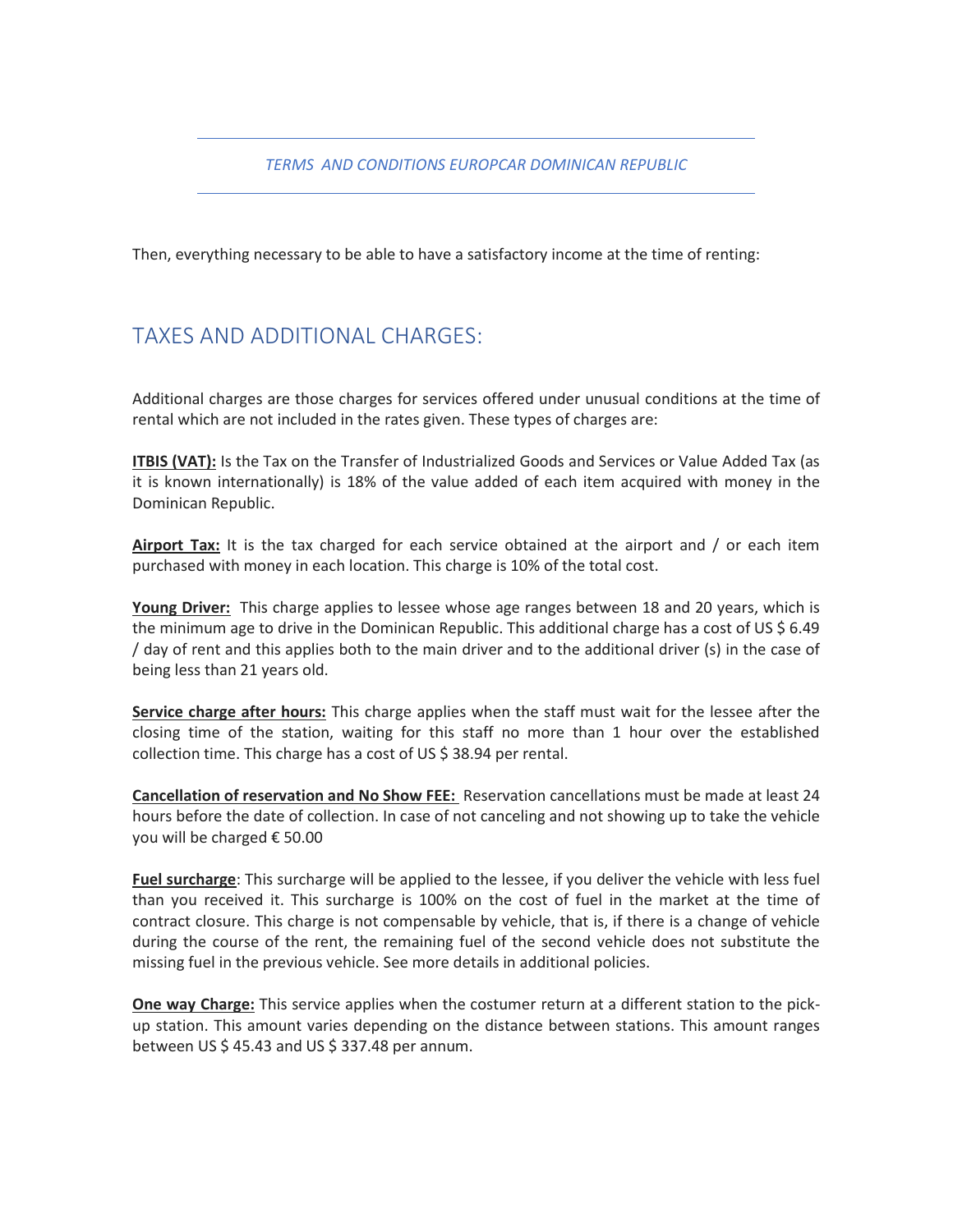*TERMS AND CONDITIONS EUROPCAR DOMINICAN REPUBLIC*

Then, everything necessary to be able to have a satisfactory income at the time of renting:

## TAXES AND ADDITIONAL CHARGES:

Additional charges are those charges for services offered under unusual conditions at the time of rental which are not included in the rates given. These types of charges are:

**ITBIS (VAT):** Is the Tax on the Transfer of Industrialized Goods and Services or Value Added Tax (as it is known internationally) is 18% of the value added of each item acquired with money in the Dominican Republic.

**Airport Tax:** It is the tax charged for each service obtained at the airport and / or each item purchased with money in each location. This charge is 10% of the total cost.

**Young Driver:** This charge applies to lessee whose age ranges between 18 and 20 years, which is the minimum age to drive in the Dominican Republic. This additional charge has a cost of US $ 6.49 / day of rent and this applies both to the main driver and to the additional driver (s) in the case of being less than 21 years old.

**Service charge after hours:** This charge applies when the staff must wait for the lessee after the closing time of the station, waiting for this staff no more than 1 hour over the established collection time. This charge has a cost of US $ 38.94 per rental.

**Cancellation of reservation and No Show FEE:** Reservation cancellations must be made at least 24 hours before the date of collection. In case of not canceling and not showing up to take the vehicle you will be charged € 50.00

**Fuel surcharge**: This surcharge will be applied to the lessee, if you deliver the vehicle with less fuel than you received it. This surcharge is 100% on the cost of fuel in the market at the time of contract closure. This charge is not compensable by vehicle, that is, if there is a change of vehicle during the course of the rent, the remaining fuel of the second vehicle does not substitute the missing fuel in the previous vehicle. See more details in additional policies.

**One way Charge:** This service applies when the costumer return at a different station to the pick-up station. This amount varies depending on the distance between stations. This amount ranges between US $ 45.43 and US $ 337.48 per annum.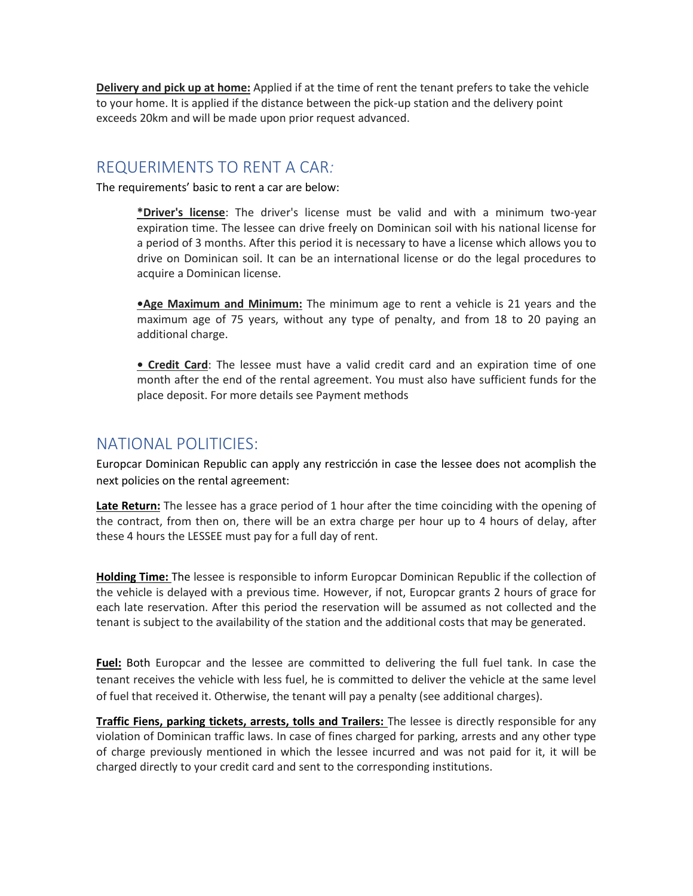**Delivery and pick up at home:** Applied if at the time of rent the tenant prefers to take the vehicle to your home. It is applied if the distance between the pick-up station and the delivery point exceeds 20km and will be made upon prior request advanced.

## REQUERIMENTS TO RENT A CAR:

The requirements' basic to rent a car are below:

> ***Driver's license**: The driver's license must be valid and with a minimum two-year expiration time. The lessee can drive freely on Dominican soil with his national license for a period of 3 months. After this period it is necessary to have a license which allows you to drive on Dominican soil. It can be an international license or do the legal procedures to acquire a Dominican license.
>
> **•Age Maximum and Minimum:** The minimum age to rent a vehicle is 21 years and the maximum age of 75 years, without any type of penalty, and from 18 to 20 paying an additional charge.
>
> **• Credit Card**: The lessee must have a valid credit card and an expiration time of one month after the end of the rental agreement. You must also have sufficient funds for the place deposit. For more details see Payment methods

## NATIONAL POLITICIES:

Europcar Dominican Republic can apply any restricción in case the lessee does not acomplish the next policies on the rental agreement:

**Late Return:** The lessee has a grace period of 1 hour after the time coinciding with the opening of the contract, from then on, there will be an extra charge per hour up to 4 hours of delay, after these 4 hours the LESSEE must pay for a full day of rent.

**Holding Time:** The lessee is responsible to inform Europcar Dominican Republic if the collection of the vehicle is delayed with a previous time. However, if not, Europcar grants 2 hours of grace for each late reservation. After this period the reservation will be assumed as not collected and the tenant is subject to the availability of the station and the additional costs that may be generated.

**Fuel:** Both Europcar and the lessee are committed to delivering the full fuel tank. In case the tenant receives the vehicle with less fuel, he is committed to deliver the vehicle at the same level of fuel that received it. Otherwise, the tenant will pay a penalty (see additional charges).

**Traffic Fiens, parking tickets, arrests, tolls and Trailers:** The lessee is directly responsible for any violation of Dominican traffic laws. In case of fines charged for parking, arrests and any other type of charge previously mentioned in which the lessee incurred and was not paid for it, it will be charged directly to your credit card and sent to the corresponding institutions.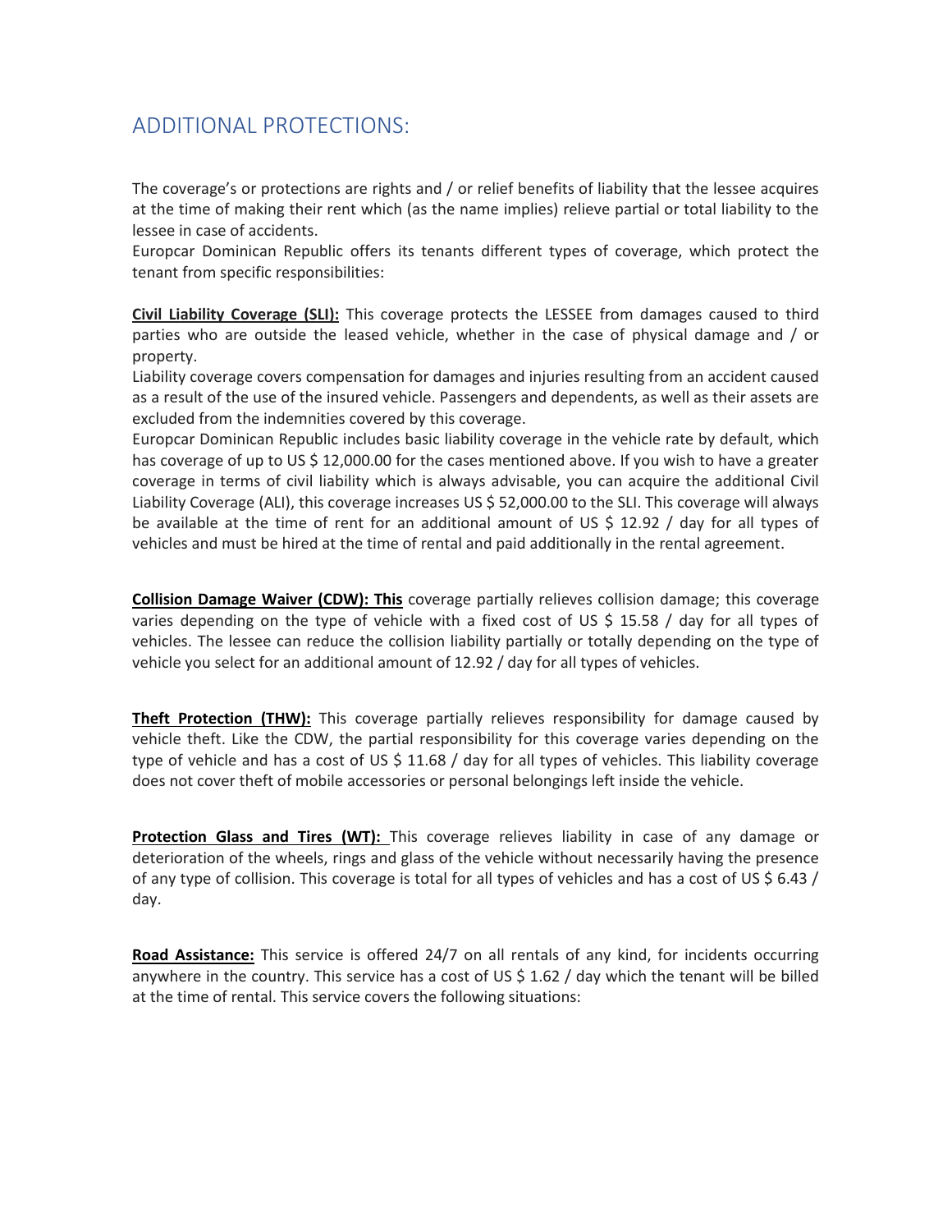## ADDITIONAL PROTECTIONS:

The coverage's or protections are rights and / or relief benefits of liability that the lessee acquires at the time of making their rent which (as the name implies) relieve partial or total liability to the lessee in case of accidents.

Europcar Dominican Republic offers its tenants different types of coverage, which protect the tenant from specific responsibilities:

**Civil Liability Coverage (SLI):** This coverage protects the LESSEE from damages caused to third parties who are outside the leased vehicle, whether in the case of physical damage and / or property.

Liability coverage covers compensation for damages and injuries resulting from an accident caused as a result of the use of the insured vehicle. Passengers and dependents, as well as their assets are excluded from the indemnities covered by this coverage.

Europcar Dominican Republic includes basic liability coverage in the vehicle rate by default, which has coverage of up to US $ 12,000.00 for the cases mentioned above. If you wish to have a greater coverage in terms of civil liability which is always advisable, you can acquire the additional Civil Liability Coverage (ALI), this coverage increases US $ 52,000.00 to the SLI. This coverage will always be available at the time of rent for an additional amount of US $ 12.92 / day for all types of vehicles and must be hired at the time of rental and paid additionally in the rental agreement.

**Collision Damage Waiver (CDW): This** coverage partially relieves collision damage; this coverage varies depending on the type of vehicle with a fixed cost of US $ 15.58 / day for all types of vehicles. The lessee can reduce the collision liability partially or totally depending on the type of vehicle you select for an additional amount of 12.92 / day for all types of vehicles.

**Theft Protection (THW):** This coverage partially relieves responsibility for damage caused by vehicle theft. Like the CDW, the partial responsibility for this coverage varies depending on the type of vehicle and has a cost of US $ 11.68 / day for all types of vehicles. This liability coverage does not cover theft of mobile accessories or personal belongings left inside the vehicle.

**Protection Glass and Tires (WT):** This coverage relieves liability in case of any damage or deterioration of the wheels, rings and glass of the vehicle without necessarily having the presence of any type of collision. This coverage is total for all types of vehicles and has a cost of US $ 6.43 / day.

**Road Assistance:** This service is offered 24/7 on all rentals of any kind, for incidents occurring anywhere in the country. This service has a cost of US $ 1.62 / day which the tenant will be billed at the time of rental. This service covers the following situations: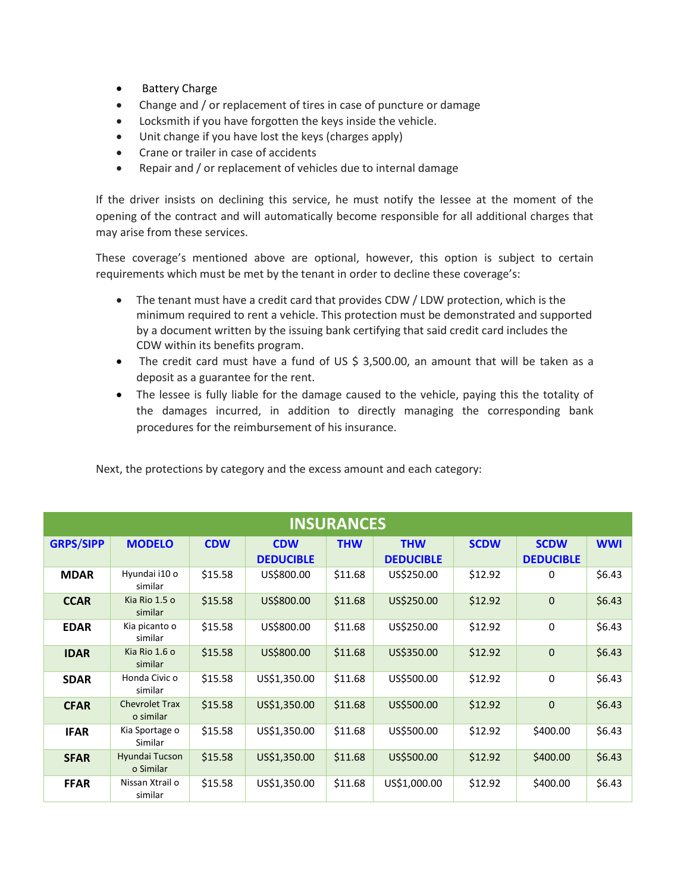- Battery Charge
- Change and / or replacement of tires in case of puncture or damage
- Locksmith if you have forgotten the keys inside the vehicle.
- Unit change if you have lost the keys (charges apply)
- Crane or trailer in case of accidents
- Repair and / or replacement of vehicles due to internal damage

If the driver insists on declining this service, he must notify the lessee at the moment of the opening of the contract and will automatically become responsible for all additional charges that may arise from these services.

These coverage's mentioned above are optional, however, this option is subject to certain requirements which must be met by the tenant in order to decline these coverage's:

- The tenant must have a credit card that provides CDW / LDW protection, which is the minimum required to rent a vehicle. This protection must be demonstrated and supported by a document written by the issuing bank certifying that said credit card includes the CDW within its benefits program.
- The credit card must have a fund of US $ 3,500.00, an amount that will be taken as a deposit as a guarantee for the rent.
- The lessee is fully liable for the damage caused to the vehicle, paying this the totality of the damages incurred, in addition to directly managing the corresponding bank procedures for the reimbursement of his insurance.

Next, the protections by category and the excess amount and each category:

| INSURANCES | | | | | | | | |
|---|---|---|---|---|---|---|---|---|
| GRPS/SIPP | MODELO | CDW | CDW DEDUCIBLE | THW | THW DEDUCIBLE | SCDW | SCDW DEDUCIBLE | WWI |
| MDAR | Hyundai i10 o similar | $15.58 | US$800.00 | $11.68 | US$250.00 | $12.92 | 0 | $6.43 |
| CCAR | Kia Rio 1.5 o similar | $15.58 | US$800.00 | $11.68 | US$250.00 | $12.92 | 0 | $6.43 |
| EDAR | Kia picanto o similar | $15.58 | US$800.00 | $11.68 | US$250.00 | $12.92 | 0 | $6.43 |
| IDAR | Kia Rio 1.6 o similar | $15.58 | US$800.00 | $11.68 | US$350.00 | $12.92 | 0 | $6.43 |
| SDAR | Honda Civic o similar | $15.58 | US$1,350.00 | $11.68 | US$500.00 | $12.92 | 0 | $6.43 |
| CFAR | Chevrolet Trax o similar | $15.58 | US$1,350.00 | $11.68 | US$500.00 | $12.92 | 0 | $6.43 |
| IFAR | Kia Sportage o Similar | $15.58 | US$1,350.00 | $11.68 | US$500.00 | $12.92 | $400.00 | $6.43 |
| SFAR | Hyundai Tucson o Similar | $15.58 | US$1,350.00 | $11.68 | US$500.00 | $12.92 | $400.00 | $6.43 |
| FFAR | Nissan Xtrail o similar | $15.58 | US$1,350.00 | $11.68 | US$1,000.00 | $12.92 | $400.00 | $6.43 |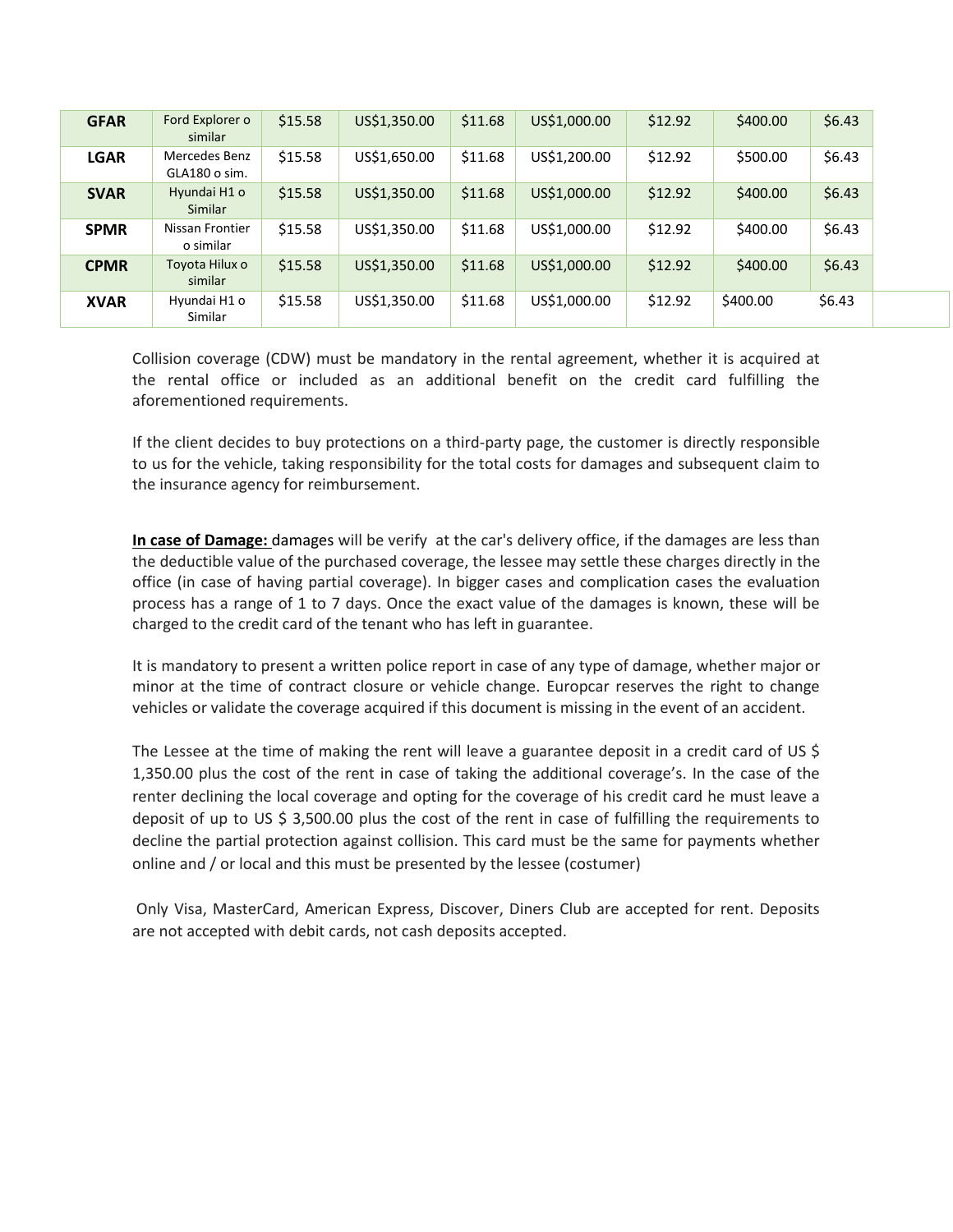| | | | | | | | | |
|---|---|---|---|---|---|---|---|---|
| **GFAR** | Ford Explorer o similar | $15.58 | US$1,350.00 | $11.68 | US$1,000.00 | $12.92 | $400.00 | $6.43 |
| **LGAR** | Mercedes Benz GLA180 o sim. | $15.58 | US$1,650.00 | $11.68 | US$1,200.00 | $12.92 | $500.00 | $6.43 |
| **SVAR** | Hyundai H1 o Similar | $15.58 | US$1,350.00 | $11.68 | US$1,000.00 | $12.92 | $400.00 | $6.43 |
| **SPMR** | Nissan Frontier o similar | $15.58 | US$1,350.00 | $11.68 | US$1,000.00 | $12.92 | $400.00 | $6.43 |
| **CPMR** | Toyota Hilux o similar | $15.58 | US$1,350.00 | $11.68 | US$1,000.00 | $12.92 | $400.00 | $6.43 |
| **XVAR** | Hyundai H1 o Similar | $15.58 | US$1,350.00 | $11.68 | US$1,000.00 | $12.92 | $400.00 | $6.43 |

Collision coverage (CDW) must be mandatory in the rental agreement, whether it is acquired at the rental office or included as an additional benefit on the credit card fulfilling the aforementioned requirements.

If the client decides to buy protections on a third-party page, the customer is directly responsible to us for the vehicle, taking responsibility for the total costs for damages and subsequent claim to the insurance agency for reimbursement.

**In case of Damage:** damages will be verify at the car's delivery office, if the damages are less than the deductible value of the purchased coverage, the lessee may settle these charges directly in the office (in case of having partial coverage). In bigger cases and complication cases the evaluation process has a range of 1 to 7 days. Once the exact value of the damages is known, these will be charged to the credit card of the tenant who has left in guarantee.

It is mandatory to present a written police report in case of any type of damage, whether major or minor at the time of contract closure or vehicle change. Europcar reserves the right to change vehicles or validate the coverage acquired if this document is missing in the event of an accident.

The Lessee at the time of making the rent will leave a guarantee deposit in a credit card of US $ 1,350.00 plus the cost of the rent in case of taking the additional coverage's. In the case of the renter declining the local coverage and opting for the coverage of his credit card he must leave a deposit of up to US $ 3,500.00 plus the cost of the rent in case of fulfilling the requirements to decline the partial protection against collision. This card must be the same for payments whether online and / or local and this must be presented by the lessee (costumer)

Only Visa, MasterCard, American Express, Discover, Diners Club are accepted for rent. Deposits are not accepted with debit cards, not cash deposits accepted.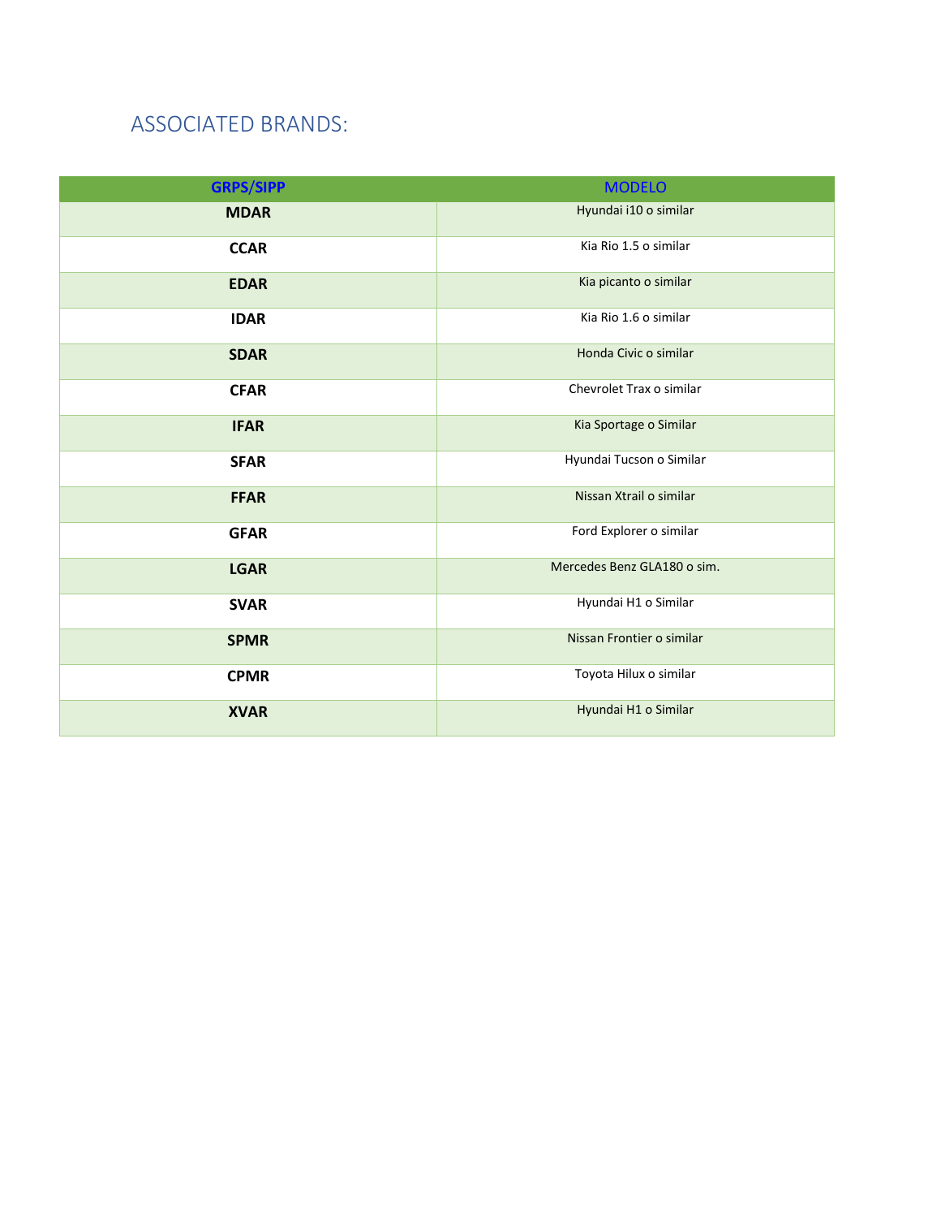## ASSOCIATED BRANDS:

| GRPS/SIPP | MODELO |
|---|---|
| **MDAR** | Hyundai i10 o similar |
| **CCAR** | Kia Rio 1.5 o similar |
| **EDAR** | Kia picanto o similar |
| **IDAR** | Kia Rio 1.6 o similar |
| **SDAR** | Honda Civic o similar |
| **CFAR** | Chevrolet Trax o similar |
| **IFAR** | Kia Sportage o Similar |
| **SFAR** | Hyundai Tucson o Similar |
| **FFAR** | Nissan Xtrail o similar |
| **GFAR** | Ford Explorer o similar |
| **LGAR** | Mercedes Benz GLA180 o sim. |
| **SVAR** | Hyundai H1 o Similar |
| **SPMR** | Nissan Frontier o similar |
| **CPMR** | Toyota Hilux o similar |
| **XVAR** | Hyundai H1 o Similar |